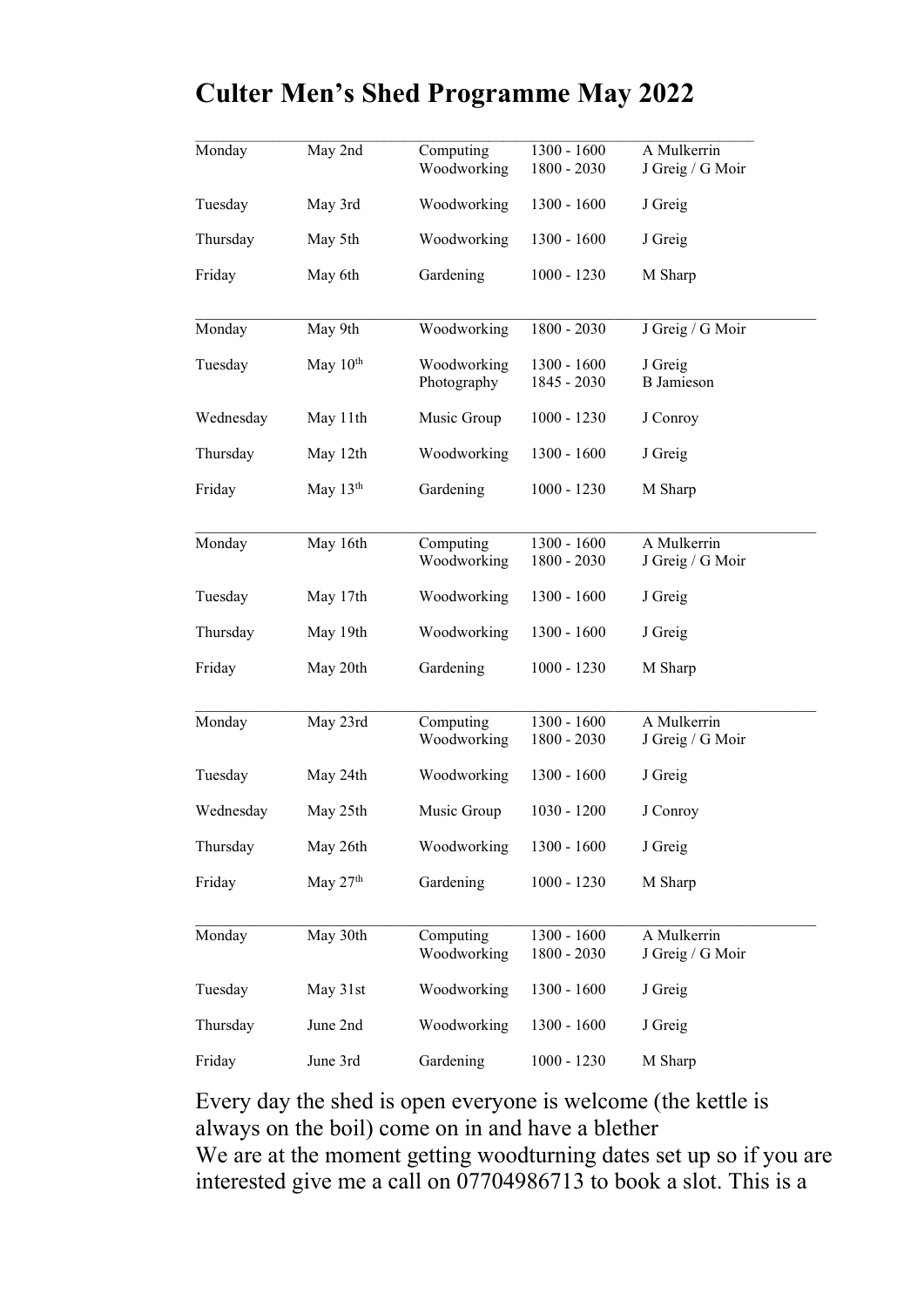# Culter Men's Shed Programme May 2022

| | | | | |
|---|---|---|---|---|
| Monday | May 2nd | Computing | 1300 - 1600 | A Mulkerrin |
| | | Woodworking | 1800 - 2030 | J Greig / G Moir |
| Tuesday | May 3rd | Woodworking | 1300 - 1600 | J Greig |
| Thursday | May 5th | Woodworking | 1300 - 1600 | J Greig |
| Friday | May 6th | Gardening | 1000 - 1230 | M Sharp |
| Monday | May 9th | Woodworking | 1800 - 2030 | J Greig / G Moir |
| Tuesday | May 10th | Woodworking | 1300 - 1600 | J Greig |
| | | Photography | 1845 - 2030 | B Jamieson |
| Wednesday | May 11th | Music Group | 1000 - 1230 | J Conroy |
| Thursday | May 12th | Woodworking | 1300 - 1600 | J Greig |
| Friday | May 13th | Gardening | 1000 - 1230 | M Sharp |
| Monday | May 16th | Computing | 1300 - 1600 | A Mulkerrin |
| | | Woodworking | 1800 - 2030 | J Greig / G Moir |
| Tuesday | May 17th | Woodworking | 1300 - 1600 | J Greig |
| Thursday | May 19th | Woodworking | 1300 - 1600 | J Greig |
| Friday | May 20th | Gardening | 1000 - 1230 | M Sharp |
| Monday | May 23rd | Computing | 1300 - 1600 | A Mulkerrin |
| | | Woodworking | 1800 - 2030 | J Greig / G Moir |
| Tuesday | May 24th | Woodworking | 1300 - 1600 | J Greig |
| Wednesday | May 25th | Music Group | 1030 - 1200 | J Conroy |
| Thursday | May 26th | Woodworking | 1300 - 1600 | J Greig |
| Friday | May 27th | Gardening | 1000 - 1230 | M Sharp |
| Monday | May 30th | Computing | 1300 - 1600 | A Mulkerrin |
| | | Woodworking | 1800 - 2030 | J Greig / G Moir |
| Tuesday | May 31st | Woodworking | 1300 - 1600 | J Greig |
| Thursday | June 2nd | Woodworking | 1300 - 1600 | J Greig |
| Friday | June 3rd | Gardening | 1000 - 1230 | M Sharp |

Every day the shed is open everyone is welcome (the kettle is always on the boil) come on in and have a blether

We are at the moment getting woodturning dates set up so if you are interested give me a call on 07704986713 to book a slot. This is a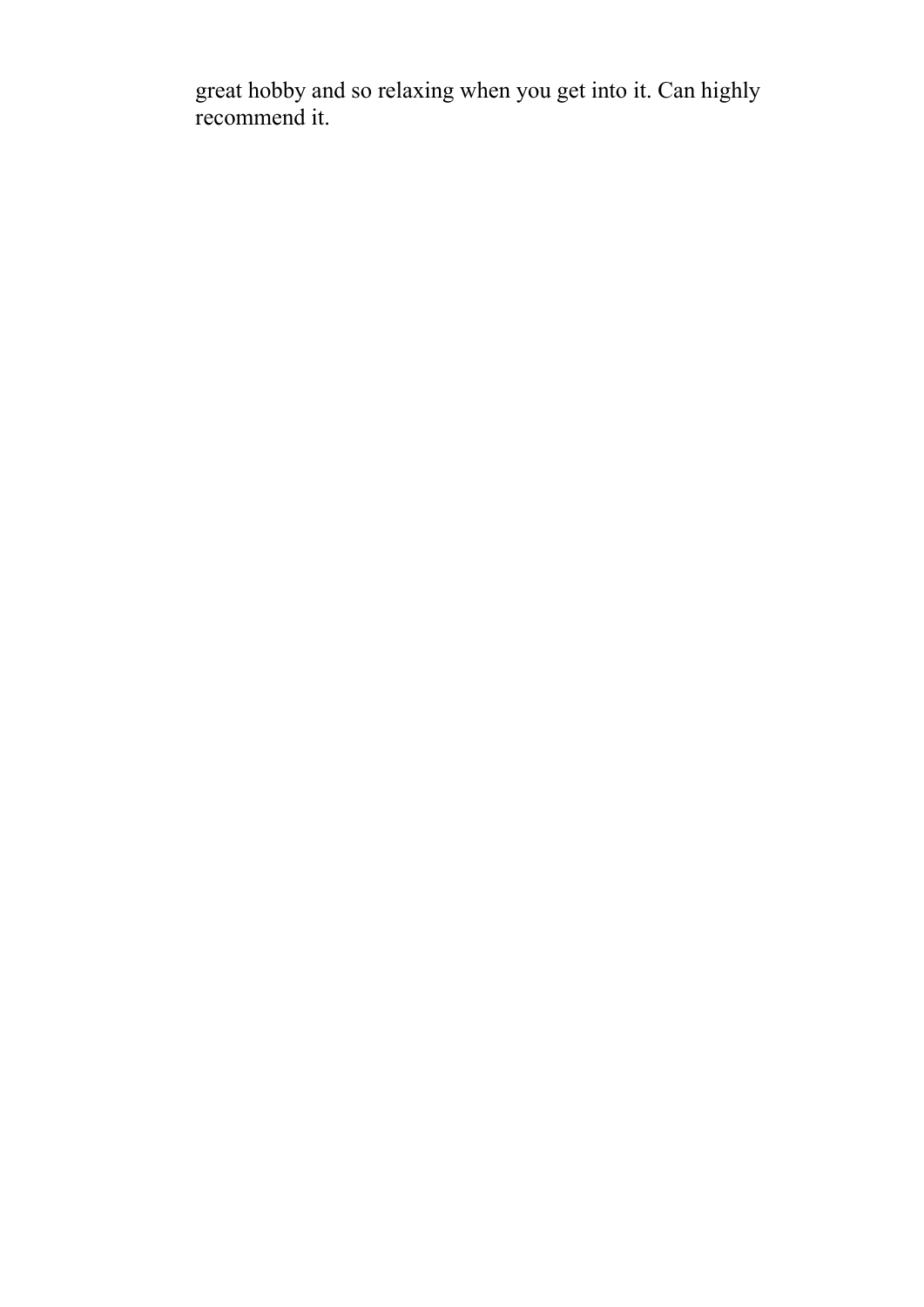great hobby and so relaxing when you get into it. Can highly recommend it.